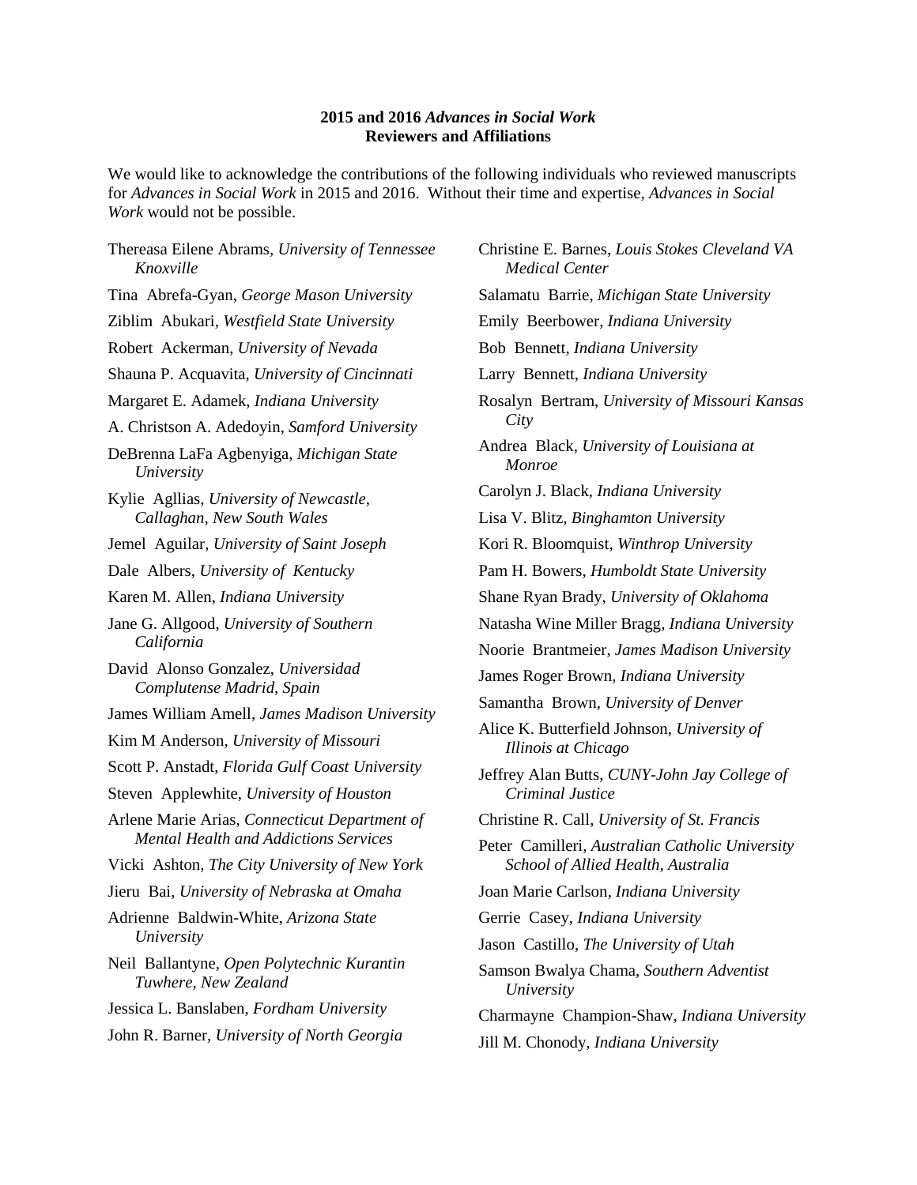**2015 and 2016 *Advances in Social Work***
**Reviewers and Affiliations**

We would like to acknowledge the contributions of the following individuals who reviewed manuscripts for *Advances in Social Work* in 2015 and 2016. Without their time and expertise, *Advances in Social Work* would not be possible.

Thereasa Eilene Abrams, *University of Tennessee Knoxville*

Tina Abrefa-Gyan, *George Mason University*

Ziblim Abukari, *Westfield State University*

Robert Ackerman, *University of Nevada*

Shauna P. Acquavita, *University of Cincinnati*

Margaret E. Adamek, *Indiana University*

A. Christson A. Adedoyin, *Samford University*

DeBrenna LaFa Agbenyiga, *Michigan State University*

Kylie Agllias, *University of Newcastle, Callaghan, New South Wales*

Jemel Aguilar, *University of Saint Joseph*

Dale Albers, *University of Kentucky*

Karen M. Allen, *Indiana University*

Jane G. Allgood, *University of Southern California*

David Alonso Gonzalez, *Universidad Complutense Madrid, Spain*

James William Amell, *James Madison University*

Kim M Anderson, *University of Missouri*

Scott P. Anstadt, *Florida Gulf Coast University*

Steven Applewhite, *University of Houston*

Arlene Marie Arias, *Connecticut Department of Mental Health and Addictions Services*

Vicki Ashton, *The City University of New York*

Jieru Bai, *University of Nebraska at Omaha*

Adrienne Baldwin-White, *Arizona State University*

Neil Ballantyne, *Open Polytechnic Kurantin Tuwhere, New Zealand*

Jessica L. Banslaben, *Fordham University*

John R. Barner, *University of North Georgia*

Christine E. Barnes, *Louis Stokes Cleveland VA Medical Center*

Salamatu Barrie, *Michigan State University*

Emily Beerbower, *Indiana University*

Bob Bennett, *Indiana University*

Larry Bennett, *Indiana University*

Rosalyn Bertram, *University of Missouri Kansas City*

Andrea Black, *University of Louisiana at Monroe*

Carolyn J. Black, *Indiana University*

Lisa V. Blitz, *Binghamton University*

Kori R. Bloomquist, *Winthrop University*

Pam H. Bowers, *Humboldt State University*

Shane Ryan Brady, *University of Oklahoma*

Natasha Wine Miller Bragg, *Indiana University*

Noorie Brantmeier, *James Madison University*

James Roger Brown, *Indiana University*

Samantha Brown, *University of Denver*

Alice K. Butterfield Johnson, *University of Illinois at Chicago*

Jeffrey Alan Butts, *CUNY-John Jay College of Criminal Justice*

Christine R. Call, *University of St. Francis*

Peter Camilleri, *Australian Catholic University School of Allied Health, Australia*

Joan Marie Carlson, *Indiana University*

Gerrie Casey, *Indiana University*

Jason Castillo, *The University of Utah*

Samson Bwalya Chama, *Southern Adventist University*

Charmayne Champion-Shaw, *Indiana University*

Jill M. Chonody, *Indiana University*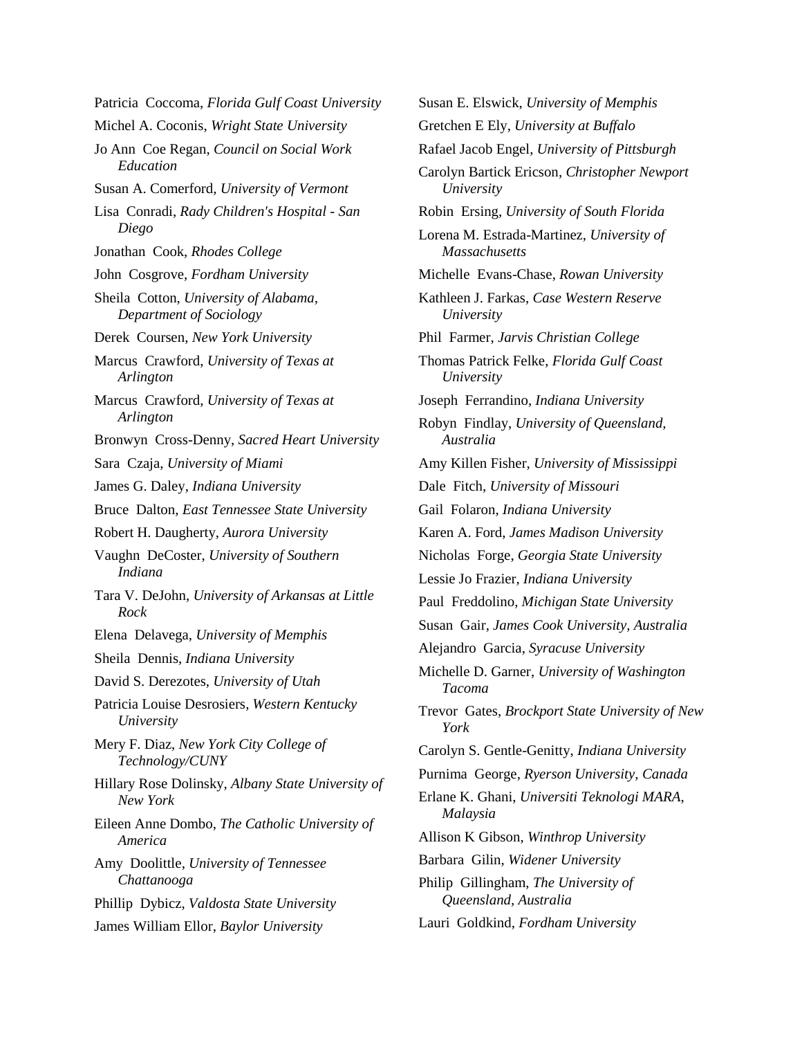Patricia Coccoma, *Florida Gulf Coast University*

Michel A. Coconis, *Wright State University*

Jo Ann Coe Regan, *Council on Social Work Education*

Susan A. Comerford, *University of Vermont*

Lisa Conradi, *Rady Children's Hospital - San Diego*

Jonathan Cook, *Rhodes College*

John Cosgrove, *Fordham University*

Sheila Cotton, *University of Alabama, Department of Sociology*

Derek Coursen, *New York University*

Marcus Crawford, *University of Texas at Arlington*

Marcus Crawford, *University of Texas at Arlington*

Bronwyn Cross-Denny, *Sacred Heart University*

Sara Czaja, *University of Miami*

James G. Daley, *Indiana University*

Bruce Dalton, *East Tennessee State University*

Robert H. Daugherty, *Aurora University*

Vaughn DeCoster, *University of Southern Indiana*

Tara V. DeJohn, *University of Arkansas at Little Rock*

Elena Delavega, *University of Memphis*

Sheila Dennis, *Indiana University*

David S. Derezotes, *University of Utah*

Patricia Louise Desrosiers, *Western Kentucky University*

Mery F. Diaz, *New York City College of Technology/CUNY*

Hillary Rose Dolinsky, *Albany State University of New York*

Eileen Anne Dombo, *The Catholic University of America*

Amy Doolittle, *University of Tennessee Chattanooga*

Phillip Dybicz, *Valdosta State University*

James William Ellor, *Baylor University*

Susan E. Elswick, *University of Memphis*

Gretchen E Ely, *University at Buffalo*

Rafael Jacob Engel, *University of Pittsburgh*

Carolyn Bartick Ericson, *Christopher Newport University*

Robin Ersing, *University of South Florida*

Lorena M. Estrada-Martinez, *University of Massachusetts*

Michelle Evans-Chase, *Rowan University*

Kathleen J. Farkas, *Case Western Reserve University*

Phil Farmer, *Jarvis Christian College*

Thomas Patrick Felke, *Florida Gulf Coast University*

Joseph Ferrandino, *Indiana University*

Robyn Findlay, *University of Queensland, Australia*

Amy Killen Fisher, *University of Mississippi*

Dale Fitch, *University of Missouri*

Gail Folaron, *Indiana University*

Karen A. Ford, *James Madison University*

Nicholas Forge, *Georgia State University*

Lessie Jo Frazier, *Indiana University*

Paul Freddolino, *Michigan State University*

Susan Gair, *James Cook University, Australia*

Alejandro Garcia, *Syracuse University*

Michelle D. Garner, *University of Washington Tacoma*

Trevor Gates, *Brockport State University of New York*

Carolyn S. Gentle-Genitty, *Indiana University*

Purnima George, *Ryerson University, Canada*

Erlane K. Ghani, *Universiti Teknologi MARA, Malaysia*

Allison K Gibson, *Winthrop University*

Barbara Gilin, *Widener University*

Philip Gillingham, *The University of Queensland, Australia*

Lauri Goldkind, *Fordham University*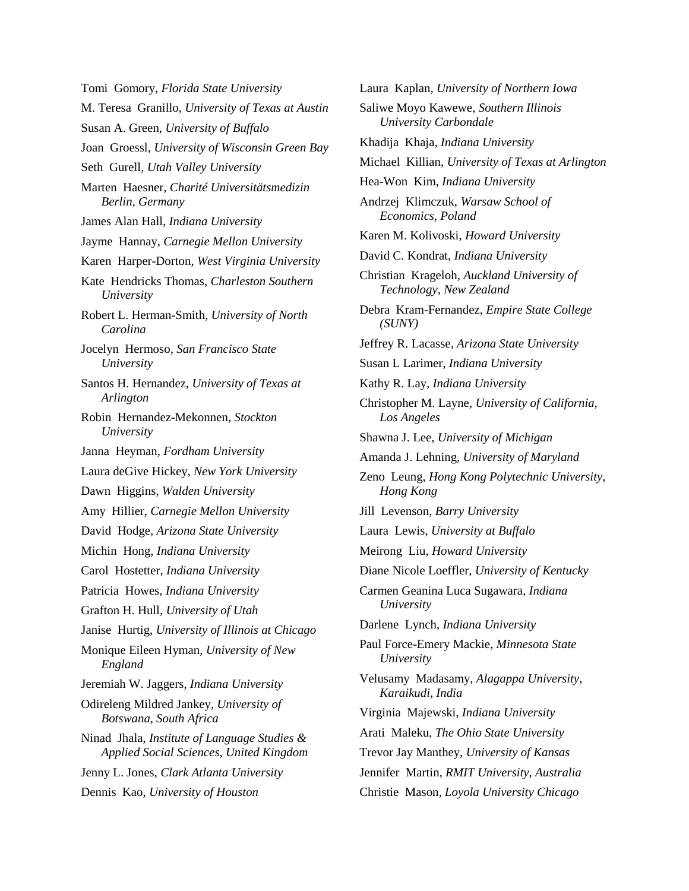Tomi Gomory, *Florida State University*

M. Teresa Granillo, *University of Texas at Austin*

Susan A. Green, *University of Buffalo*

Joan Groessl, *University of Wisconsin Green Bay*

Seth Gurell, *Utah Valley University*

Marten Haesner, *Charité Universitätsmedizin Berlin, Germany*

James Alan Hall, *Indiana University*

Jayme Hannay, *Carnegie Mellon University*

Karen Harper-Dorton, *West Virginia University*

Kate Hendricks Thomas, *Charleston Southern University*

Robert L. Herman-Smith, *University of North Carolina*

Jocelyn Hermoso, *San Francisco State University*

Santos H. Hernandez, *University of Texas at Arlington*

Robin Hernandez-Mekonnen, *Stockton University*

Janna Heyman, *Fordham University*

Laura deGive Hickey, *New York University*

Dawn Higgins, *Walden University*

Amy Hillier, *Carnegie Mellon University*

David Hodge, *Arizona State University*

Michin Hong, *Indiana University*

Carol Hostetter, *Indiana University*

Patricia Howes, *Indiana University*

Grafton H. Hull, *University of Utah*

Janise Hurtig, *University of Illinois at Chicago*

Monique Eileen Hyman, *University of New England*

Jeremiah W. Jaggers, *Indiana University*

Odireleng Mildred Jankey, *University of Botswana, South Africa*

Ninad Jhala, *Institute of Language Studies & Applied Social Sciences, United Kingdom*

Jenny L. Jones, *Clark Atlanta University*

Dennis Kao, *University of Houston*

Laura Kaplan, *University of Northern Iowa*

Saliwe Moyo Kawewe, *Southern Illinois University Carbondale*

Khadija Khaja, *Indiana University*

Michael Killian, *University of Texas at Arlington*

Hea-Won Kim, *Indiana University*

Andrzej Klimczuk, *Warsaw School of Economics, Poland*

Karen M. Kolivoski, *Howard University*

David C. Kondrat, *Indiana University*

Christian Krageloh, *Auckland University of Technology, New Zealand*

Debra Kram-Fernandez, *Empire State College (SUNY)*

Jeffrey R. Lacasse, *Arizona State University*

Susan L Larimer, *Indiana University*

Kathy R. Lay, *Indiana University*

Christopher M. Layne, *University of California, Los Angeles*

Shawna J. Lee, *University of Michigan*

Amanda J. Lehning, *University of Maryland*

Zeno Leung, *Hong Kong Polytechnic University, Hong Kong*

Jill Levenson, *Barry University*

Laura Lewis, *University at Buffalo*

Meirong Liu, *Howard University*

Diane Nicole Loeffler, *University of Kentucky*

Carmen Geanina Luca Sugawara, *Indiana University*

Darlene Lynch, *Indiana University*

Paul Force-Emery Mackie, *Minnesota State University*

Velusamy Madasamy, *Alagappa University, Karaikudi, India*

Virginia Majewski, *Indiana University*

Arati Maleku, *The Ohio State University*

Trevor Jay Manthey, *University of Kansas*

Jennifer Martin, *RMIT University, Australia*

Christie Mason, *Loyola University Chicago*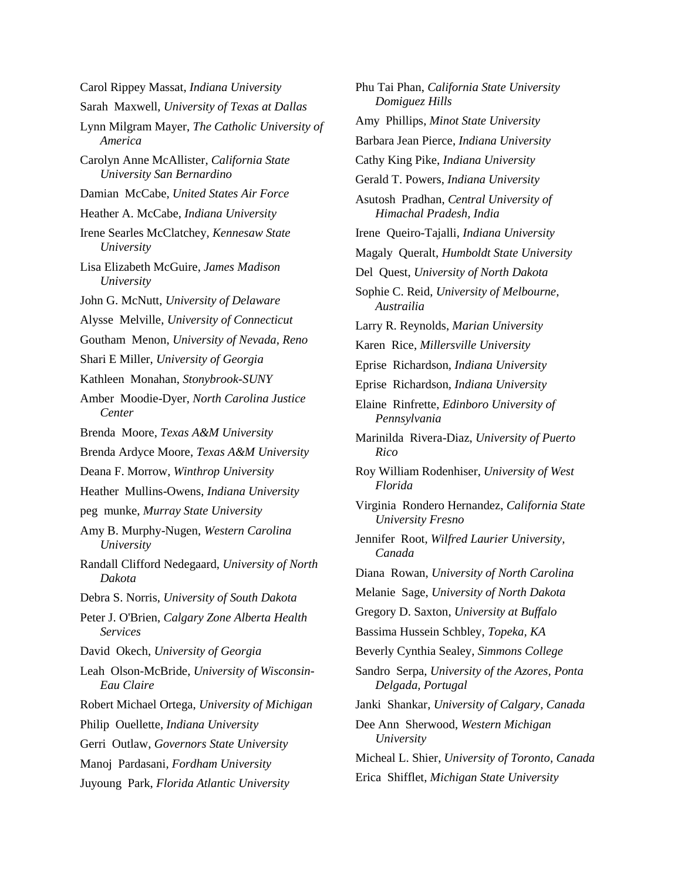Carol Rippey Massat, *Indiana University*

Sarah Maxwell, *University of Texas at Dallas*

Lynn Milgram Mayer, *The Catholic University of America*

Carolyn Anne McAllister, *California State University San Bernardino*

Damian McCabe, *United States Air Force*

Heather A. McCabe, *Indiana University*

Irene Searles McClatchey, *Kennesaw State University*

Lisa Elizabeth McGuire, *James Madison University*

John G. McNutt, *University of Delaware*

Alysse Melville, *University of Connecticut*

Goutham Menon, *University of Nevada, Reno*

Shari E Miller, *University of Georgia*

Kathleen Monahan, *Stonybrook-SUNY*

Amber Moodie-Dyer, *North Carolina Justice Center*

Brenda Moore, *Texas A&M University*

Brenda Ardyce Moore, *Texas A&M University*

Deana F. Morrow, *Winthrop University*

Heather Mullins-Owens, *Indiana University*

peg munke, *Murray State University*

Amy B. Murphy-Nugen, *Western Carolina University*

Randall Clifford Nedegaard, *University of North Dakota*

Debra S. Norris, *University of South Dakota*

Peter J. O'Brien, *Calgary Zone Alberta Health Services*

David Okech, *University of Georgia*

Leah Olson-McBride, *University of Wisconsin-Eau Claire*

Robert Michael Ortega, *University of Michigan*

Philip Ouellette, *Indiana University*

Gerri Outlaw, *Governors State University*

Manoj Pardasani, *Fordham University*

Juyoung Park, *Florida Atlantic University*

Phu Tai Phan, *California State University Domiguez Hills*

Amy Phillips, *Minot State University*

Barbara Jean Pierce, *Indiana University*

Cathy King Pike, *Indiana University*

Gerald T. Powers, *Indiana University*

Asutosh Pradhan, *Central University of Himachal Pradesh, India*

Irene Queiro-Tajalli, *Indiana University*

Magaly Queralt, *Humboldt State University*

Del Quest, *University of North Dakota*

Sophie C. Reid, *University of Melbourne, Austrailia*

Larry R. Reynolds, *Marian University*

Karen Rice, *Millersville University*

Eprise Richardson, *Indiana University*

Eprise Richardson, *Indiana University*

Elaine Rinfrette, *Edinboro University of Pennsylvania*

Marinilda Rivera-Diaz, *University of Puerto Rico*

Roy William Rodenhiser, *University of West Florida*

Virginia Rondero Hernandez, *California State University Fresno*

Jennifer Root, *Wilfred Laurier University, Canada*

Diana Rowan, *University of North Carolina*

Melanie Sage, *University of North Dakota*

Gregory D. Saxton, *University at Buffalo*

Bassima Hussein Schbley, *Topeka, KA*

Beverly Cynthia Sealey, *Simmons College*

Sandro Serpa, *University of the Azores, Ponta Delgada, Portugal*

Janki Shankar, *University of Calgary, Canada*

Dee Ann Sherwood, *Western Michigan University*

Micheal L. Shier, *University of Toronto, Canada*

Erica Shifflet, *Michigan State University*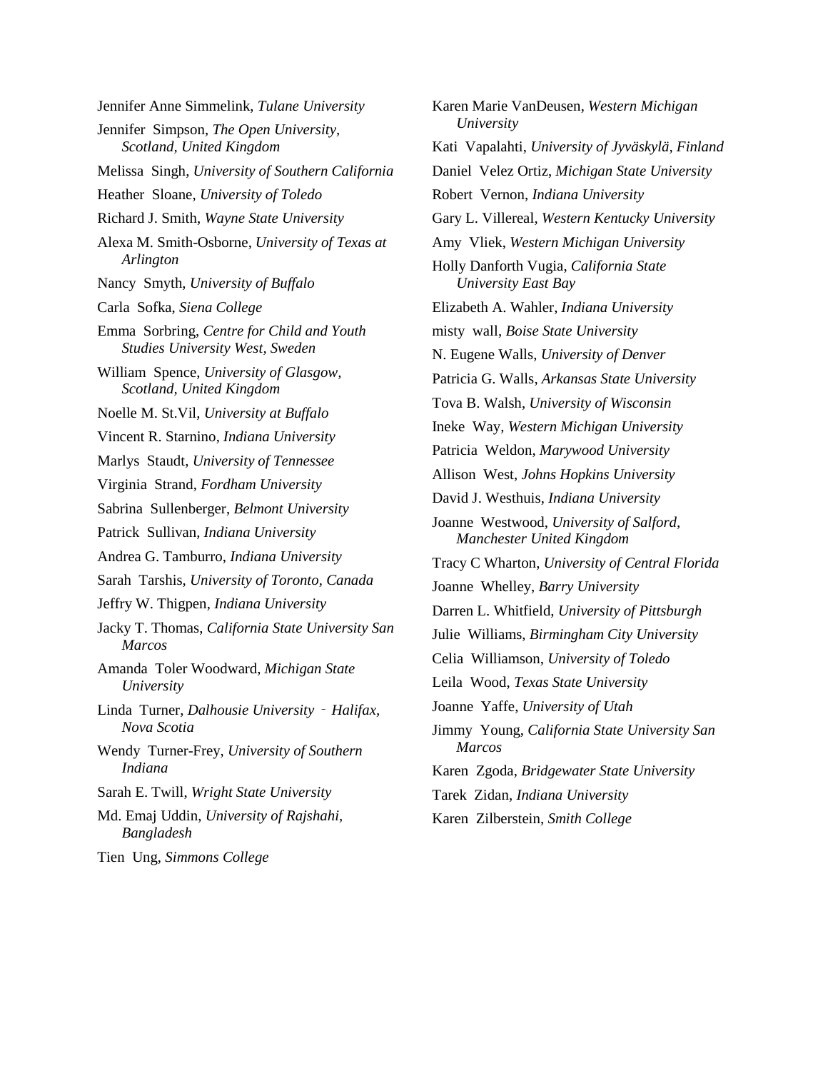Jennifer Anne Simmelink, *Tulane University*

Jennifer Simpson, *The Open University, Scotland, United Kingdom*

Melissa Singh, *University of Southern California*

Heather Sloane, *University of Toledo*

Richard J. Smith, *Wayne State University*

Alexa M. Smith-Osborne, *University of Texas at Arlington*

Nancy Smyth, *University of Buffalo*

Carla Sofka, *Siena College*

Emma Sorbring, *Centre for Child and Youth Studies University West, Sweden*

William Spence, *University of Glasgow, Scotland, United Kingdom*

Noelle M. St.Vil, *University at Buffalo*

Vincent R. Starnino, *Indiana University*

Marlys Staudt, *University of Tennessee*

Virginia Strand, *Fordham University*

Sabrina Sullenberger, *Belmont University*

Patrick Sullivan, *Indiana University*

Andrea G. Tamburro, *Indiana University*

Sarah Tarshis, *University of Toronto, Canada*

Jeffry W. Thigpen, *Indiana University*

Jacky T. Thomas, *California State University San Marcos*

Amanda Toler Woodward, *Michigan State University*

Linda Turner, *Dalhousie University ‐ Halifax, Nova Scotia*

Wendy Turner-Frey, *University of Southern Indiana*

Sarah E. Twill, *Wright State University*

Md. Emaj Uddin, *University of Rajshahi, Bangladesh*

Tien Ung, *Simmons College*

Karen Marie VanDeusen, *Western Michigan University*

Kati Vapalahti, *University of Jyväskylä, Finland*

Daniel Velez Ortiz, *Michigan State University*

Robert Vernon, *Indiana University*

Gary L. Villereal, *Western Kentucky University*

Amy Vliek, *Western Michigan University*

Holly Danforth Vugia, *California State University East Bay*

Elizabeth A. Wahler, *Indiana University*

misty wall, *Boise State University*

N. Eugene Walls, *University of Denver*

Patricia G. Walls, *Arkansas State University*

Tova B. Walsh, *University of Wisconsin*

Ineke Way, *Western Michigan University*

Patricia Weldon, *Marywood University*

Allison West, *Johns Hopkins University*

David J. Westhuis, *Indiana University*

Joanne Westwood, *University of Salford, Manchester United Kingdom*

Tracy C Wharton, *University of Central Florida*

Joanne Whelley, *Barry University*

Darren L. Whitfield, *University of Pittsburgh*

Julie Williams, *Birmingham City University*

Celia Williamson, *University of Toledo*

Leila Wood, *Texas State University*

Joanne Yaffe, *University of Utah*

Jimmy Young, *California State University San Marcos*

Karen Zgoda, *Bridgewater State University*

Tarek Zidan, *Indiana University*

Karen Zilberstein, *Smith College*